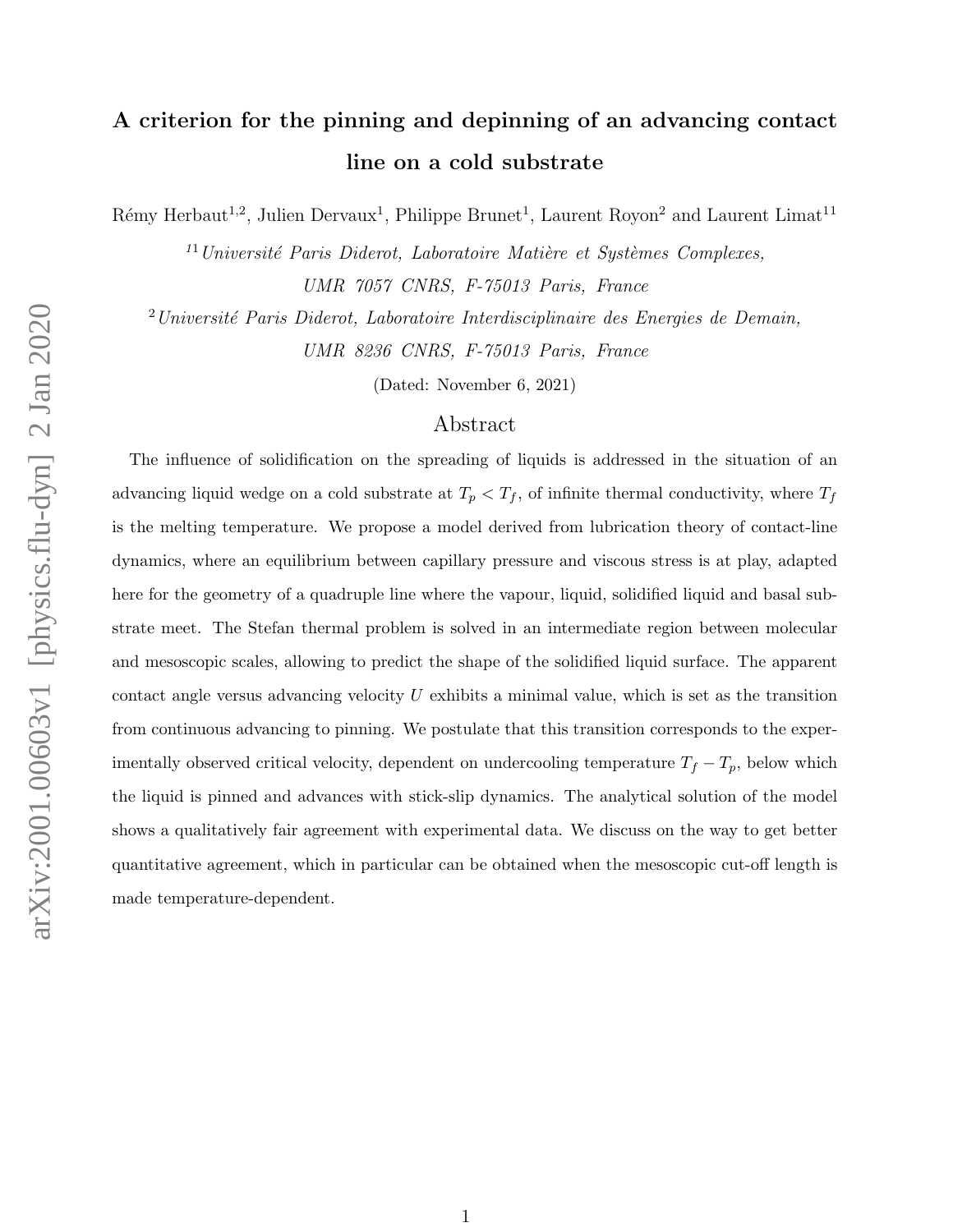# A criterion for the pinning and depinning of an advancing contact line on a cold substrate

Rémy Herbaut[1,2], Julien Dervaux[1], Philippe Brunet[1], Laurent Royon[2] and Laurent Limat[11]

[11] *Université Paris Diderot, Laboratoire Matière et Systèmes Complexes, UMR 7057 CNRS, F-75013 Paris, France*

[2] *Université Paris Diderot, Laboratoire Interdisciplinaire des Energies de Demain, UMR 8236 CNRS, F-75013 Paris, France*

(Dated: November 6, 2021)

## Abstract

The influence of solidification on the spreading of liquids is addressed in the situation of an advancing liquid wedge on a cold substrate at $T_p < T_f$, of infinite thermal conductivity, where $T_f$ is the melting temperature. We propose a model derived from lubrication theory of contact-line dynamics, where an equilibrium between capillary pressure and viscous stress is at play, adapted here for the geometry of a quadruple line where the vapour, liquid, solidified liquid and basal substrate meet. The Stefan thermal problem is solved in an intermediate region between molecular and mesoscopic scales, allowing to predict the shape of the solidified liquid surface. The apparent contact angle versus advancing velocity $U$ exhibits a minimal value, which is set as the transition from continuous advancing to pinning. We postulate that this transition corresponds to the experimentally observed critical velocity, dependent on undercooling temperature $T_f - T_p$, below which the liquid is pinned and advances with stick-slip dynamics. The analytical solution of the model shows a qualitatively fair agreement with experimental data. We discuss on the way to get better quantitative agreement, which in particular can be obtained when the mesoscopic cut-off length is made temperature-dependent.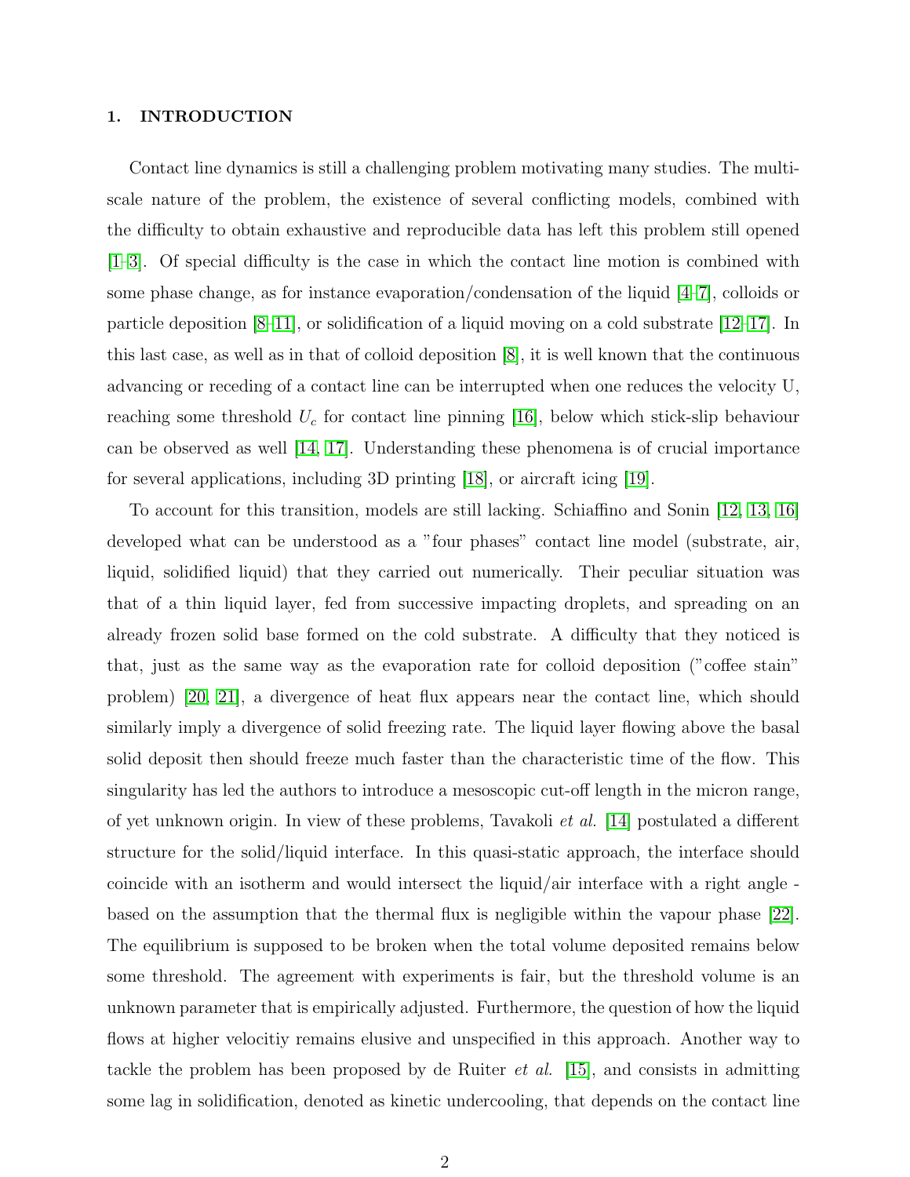## 1. INTRODUCTION

Contact line dynamics is still a challenging problem motivating many studies. The multi-scale nature of the problem, the existence of several conflicting models, combined with the difficulty to obtain exhaustive and reproducible data has left this problem still opened [1–3]. Of special difficulty is the case in which the contact line motion is combined with some phase change, as for instance evaporation/condensation of the liquid [4–7], colloids or particle deposition [8–11], or solidification of a liquid moving on a cold substrate [12–17]. In this last case, as well as in that of colloid deposition [8], it is well known that the continuous advancing or receding of a contact line can be interrupted when one reduces the velocity U, reaching some threshold $U_c$ for contact line pinning [16], below which stick-slip behaviour can be observed as well [14, 17]. Understanding these phenomena is of crucial importance for several applications, including 3D printing [18], or aircraft icing [19].

To account for this transition, models are still lacking. Schiaffino and Sonin [12, 13, 16] developed what can be understood as a "four phases" contact line model (substrate, air, liquid, solidified liquid) that they carried out numerically. Their peculiar situation was that of a thin liquid layer, fed from successive impacting droplets, and spreading on an already frozen solid base formed on the cold substrate. A difficulty that they noticed is that, just as the same way as the evaporation rate for colloid deposition ("coffee stain" problem) [20, 21], a divergence of heat flux appears near the contact line, which should similarly imply a divergence of solid freezing rate. The liquid layer flowing above the basal solid deposit then should freeze much faster than the characteristic time of the flow. This singularity has led the authors to introduce a mesoscopic cut-off length in the micron range, of yet unknown origin. In view of these problems, Tavakoli *et al.* [14] postulated a different structure for the solid/liquid interface. In this quasi-static approach, the interface should coincide with an isotherm and would intersect the liquid/air interface with a right angle - based on the assumption that the thermal flux is negligible within the vapour phase [22]. The equilibrium is supposed to be broken when the total volume deposited remains below some threshold. The agreement with experiments is fair, but the threshold volume is an unknown parameter that is empirically adjusted. Furthermore, the question of how the liquid flows at higher velocitiy remains elusive and unspecified in this approach. Another way to tackle the problem has been proposed by de Ruiter *et al.* [15], and consists in admitting some lag in solidification, denoted as kinetic undercooling, that depends on the contact line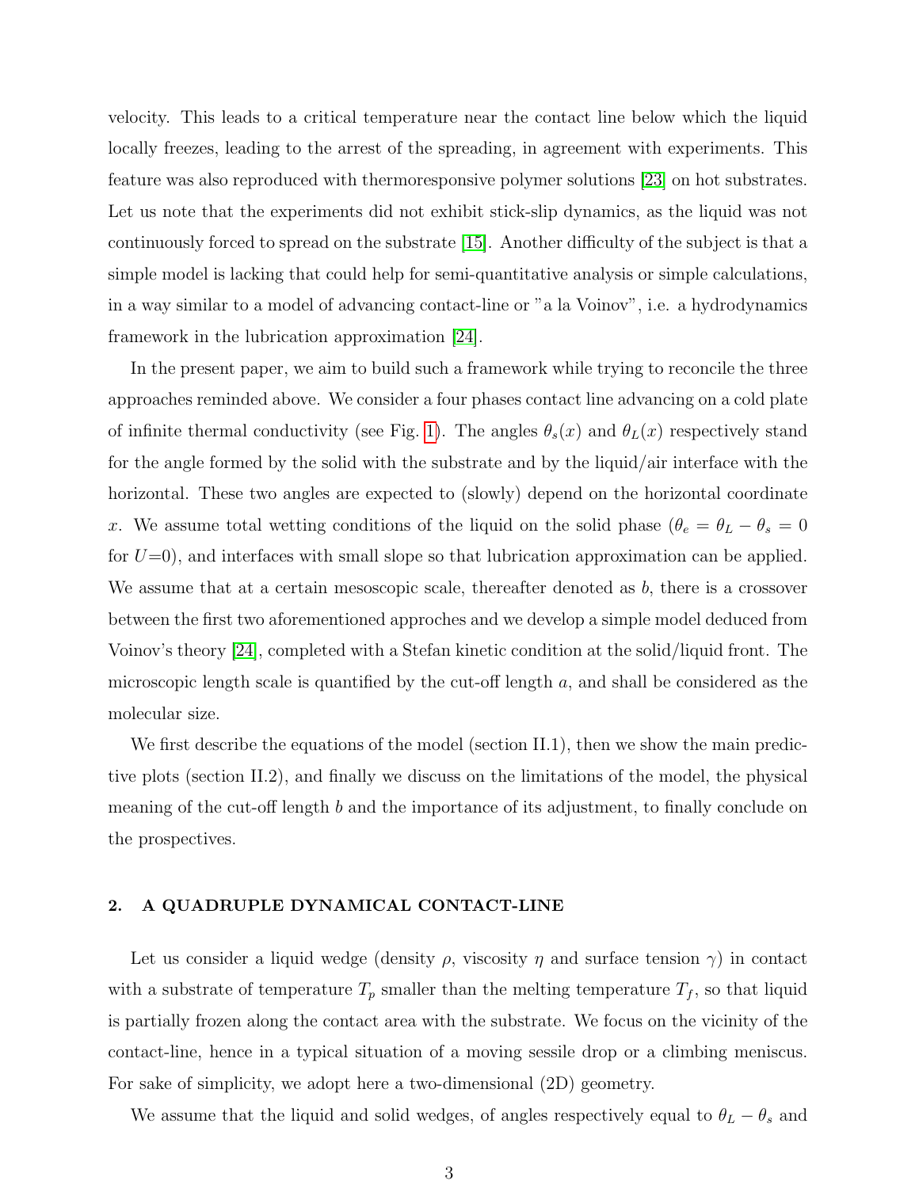velocity. This leads to a critical temperature near the contact line below which the liquid locally freezes, leading to the arrest of the spreading, in agreement with experiments. This feature was also reproduced with thermoresponsive polymer solutions [23] on hot substrates. Let us note that the experiments did not exhibit stick-slip dynamics, as the liquid was not continuously forced to spread on the substrate [15]. Another difficulty of the subject is that a simple model is lacking that could help for semi-quantitative analysis or simple calculations, in a way similar to a model of advancing contact-line or "a la Voinov", i.e. a hydrodynamics framework in the lubrication approximation [24].

In the present paper, we aim to build such a framework while trying to reconcile the three approaches reminded above. We consider a four phases contact line advancing on a cold plate of infinite thermal conductivity (see Fig. 1). The angles $\theta_s(x)$ and $\theta_L(x)$ respectively stand for the angle formed by the solid with the substrate and by the liquid/air interface with the horizontal. These two angles are expected to (slowly) depend on the horizontal coordinate $x$. We assume total wetting conditions of the liquid on the solid phase ($\theta_e = \theta_L - \theta_s = 0$ for $U$=0), and interfaces with small slope so that lubrication approximation can be applied. We assume that at a certain mesoscopic scale, thereafter denoted as $b$, there is a crossover between the first two aforementioned approches and we develop a simple model deduced from Voinov's theory [24], completed with a Stefan kinetic condition at the solid/liquid front. The microscopic length scale is quantified by the cut-off length $a$, and shall be considered as the molecular size.

We first describe the equations of the model (section II.1), then we show the main predictive plots (section II.2), and finally we discuss on the limitations of the model, the physical meaning of the cut-off length $b$ and the importance of its adjustment, to finally conclude on the prospectives.

## 2. A QUADRUPLE DYNAMICAL CONTACT-LINE

Let us consider a liquid wedge (density $\rho$, viscosity $\eta$ and surface tension $\gamma$) in contact with a substrate of temperature $T_p$ smaller than the melting temperature $T_f$, so that liquid is partially frozen along the contact area with the substrate. We focus on the vicinity of the contact-line, hence in a typical situation of a moving sessile drop or a climbing meniscus. For sake of simplicity, we adopt here a two-dimensional (2D) geometry.

We assume that the liquid and solid wedges, of angles respectively equal to $\theta_L - \theta_s$ and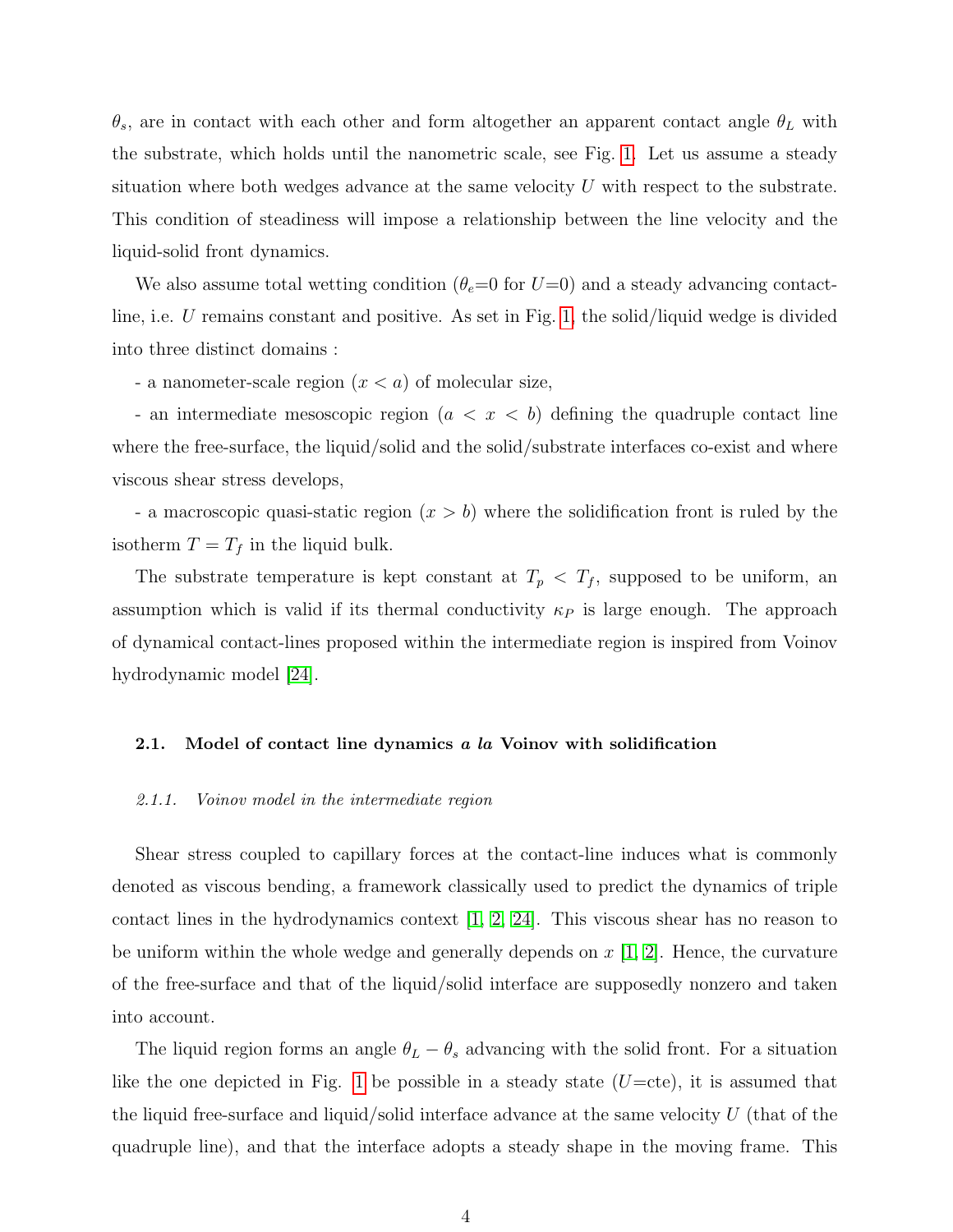$\theta_s$, are in contact with each other and form altogether an apparent contact angle $\theta_L$ with the substrate, which holds until the nanometric scale, see Fig. 1. Let us assume a steady situation where both wedges advance at the same velocity $U$ with respect to the substrate. This condition of steadiness will impose a relationship between the line velocity and the liquid-solid front dynamics.

We also assume total wetting condition ($\theta_e$=0 for $U$=0) and a steady advancing contact-line, i.e. $U$ remains constant and positive. As set in Fig. 1, the solid/liquid wedge is divided into three distinct domains :

- a nanometer-scale region ($x < a$) of molecular size,

- an intermediate mesoscopic region ($a < x < b$) defining the quadruple contact line where the free-surface, the liquid/solid and the solid/substrate interfaces co-exist and where viscous shear stress develops,

- a macroscopic quasi-static region ($x > b$) where the solidification front is ruled by the isotherm $T = T_f$ in the liquid bulk.

The substrate temperature is kept constant at $T_p < T_f$, supposed to be uniform, an assumption which is valid if its thermal conductivity $\kappa_P$ is large enough. The approach of dynamical contact-lines proposed within the intermediate region is inspired from Voinov hydrodynamic model [24].

### 2.1. Model of contact line dynamics *a la* Voinov with solidification

#### *2.1.1. Voinov model in the intermediate region*

Shear stress coupled to capillary forces at the contact-line induces what is commonly denoted as viscous bending, a framework classically used to predict the dynamics of triple contact lines in the hydrodynamics context [1, 2, 24]. This viscous shear has no reason to be uniform within the whole wedge and generally depends on $x$ [1, 2]. Hence, the curvature of the free-surface and that of the liquid/solid interface are supposedly nonzero and taken into account.

The liquid region forms an angle $\theta_L - \theta_s$ advancing with the solid front. For a situation like the one depicted in Fig. 1 be possible in a steady state ($U$=cte), it is assumed that the liquid free-surface and liquid/solid interface advance at the same velocity $U$ (that of the quadruple line), and that the interface adopts a steady shape in the moving frame. This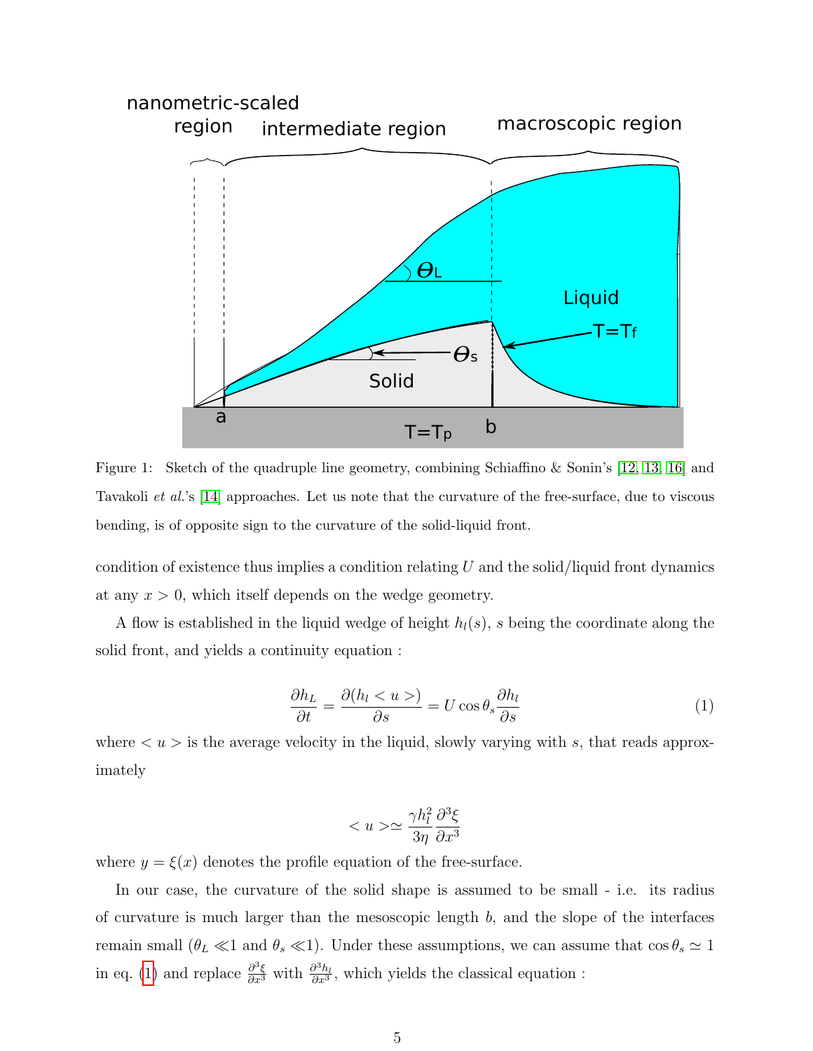Figure 1: Sketch of the quadruple line geometry, combining Schiaffino & Sonin's [12, 13, 16] and Tavakoli *et al.*'s [14] approaches. Let us note that the curvature of the free-surface, due to viscous bending, is of opposite sign to the curvature of the solid-liquid front.

condition of existence thus implies a condition relating $U$ and the solid/liquid front dynamics at any $x > 0$, which itself depends on the wedge geometry.

A flow is established in the liquid wedge of height $h_l(s)$, $s$ being the coordinate along the solid front, and yields a continuity equation :

$$\frac{\partial h_L}{\partial t} = \frac{\partial (h_l < u >)}{\partial s} = U \cos \theta_s \frac{\partial h_l}{\partial s} \tag{1}$$

where $< u >$ is the average velocity in the liquid, slowly varying with $s$, that reads approximately

$$< u > \simeq \frac{\gamma h_l^2}{3\eta} \frac{\partial^3 \xi}{\partial x^3}$$

where $y = \xi(x)$ denotes the profile equation of the free-surface.

In our case, the curvature of the solid shape is assumed to be small - i.e. its radius of curvature is much larger than the mesoscopic length $b$, and the slope of the interfaces remain small ($\theta_L \ll 1$ and $\theta_s \ll 1$). Under these assumptions, we can assume that $\cos \theta_s \simeq 1$ in eq. (1) and replace $\frac{\partial^3 \xi}{\partial x^3}$ with $\frac{\partial^3 h_l}{\partial x^3}$, which yields the classical equation :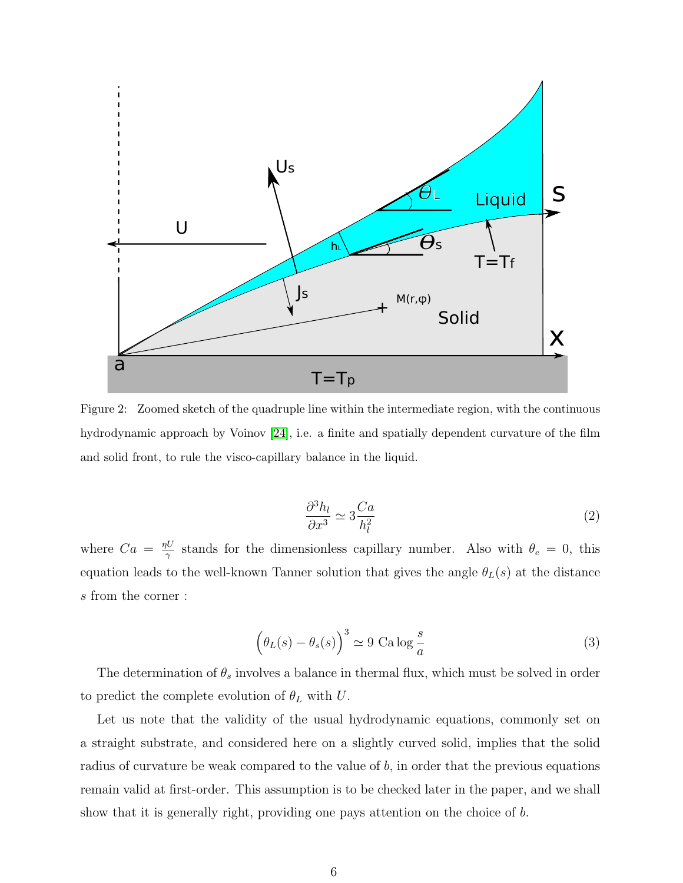Figure 2: Zoomed sketch of the quadruple line within the intermediate region, with the continuous hydrodynamic approach by Voinov [24], i.e. a finite and spatially dependent curvature of the film and solid front, to rule the visco-capillary balance in the liquid.

$$\frac{\partial^3 h_l}{\partial x^3} \simeq 3\frac{Ca}{h_l^2} \tag{2}$$

where $Ca = \frac{\eta U}{\gamma}$ stands for the dimensionless capillary number. Also with $\theta_e = 0$, this equation leads to the well-known Tanner solution that gives the angle $\theta_L(s)$ at the distance $s$ from the corner :

$$\Big(\theta_L(s) - \theta_s(s)\Big)^3 \simeq 9 \ \mathrm{Ca} \log\frac{s}{a} \tag{3}$$

The determination of $\theta_s$ involves a balance in thermal flux, which must be solved in order to predict the complete evolution of $\theta_L$ with $U$.

Let us note that the validity of the usual hydrodynamic equations, commonly set on a straight substrate, and considered here on a slightly curved solid, implies that the solid radius of curvature be weak compared to the value of $b$, in order that the previous equations remain valid at first-order. This assumption is to be checked later in the paper, and we shall show that it is generally right, providing one pays attention on the choice of $b$.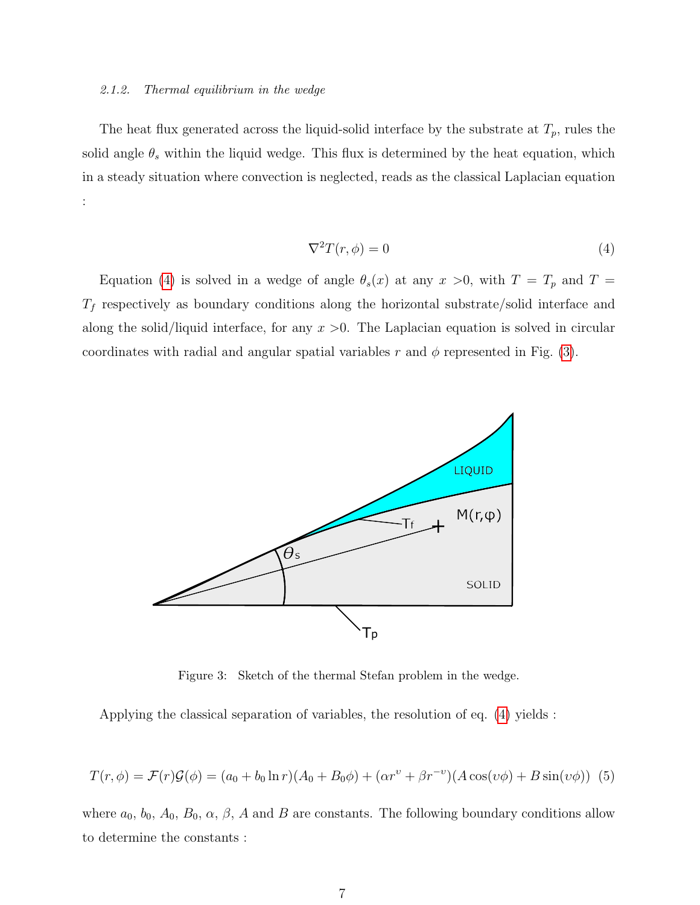*2.1.2. Thermal equilibrium in the wedge*

The heat flux generated across the liquid-solid interface by the substrate at $T_p$, rules the solid angle $\theta_s$ within the liquid wedge. This flux is determined by the heat equation, which in a steady situation where convection is neglected, reads as the classical Laplacian equation :

$$\nabla^2 T(r, \phi) = 0 \tag{4}$$

Equation (4) is solved in a wedge of angle $\theta_s(x)$ at any $x > 0$, with $T = T_p$ and $T = T_f$ respectively as boundary conditions along the horizontal substrate/solid interface and along the solid/liquid interface, for any $x > 0$. The Laplacian equation is solved in circular coordinates with radial and angular spatial variables $r$ and $\phi$ represented in Fig. (3).

Figure 3: Sketch of the thermal Stefan problem in the wedge.

Applying the classical separation of variables, the resolution of eq. (4) yields :

$$T(r, \phi) = \mathcal{F}(r)\mathcal{G}(\phi) = (a_0 + b_0 \ln r)(A_0 + B_0\phi) + (\alpha r^{\upsilon} + \beta r^{-\upsilon})(A\cos(\upsilon\phi) + B\sin(\upsilon\phi)) \tag{5}$$

where $a_0$, $b_0$, $A_0$, $B_0$, $\alpha$, $\beta$, $A$ and $B$ are constants. The following boundary conditions allow to determine the constants :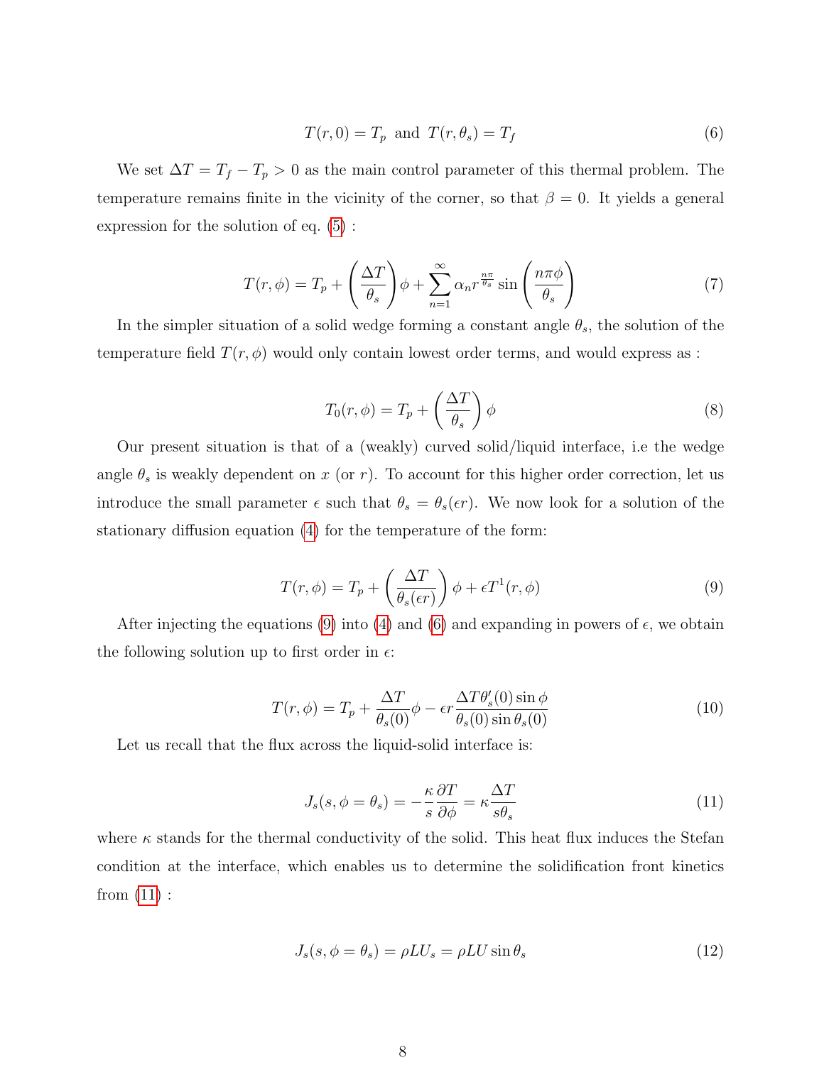$$T(r,0) = T_p \text{ and } T(r,\theta_s) = T_f \tag{6}$$

We set $\Delta T = T_f - T_p > 0$ as the main control parameter of this thermal problem. The temperature remains finite in the vicinity of the corner, so that $\beta = 0$. It yields a general expression for the solution of eq. (5) :

$$T(r,\phi) = T_p + \left(\frac{\Delta T}{\theta_s}\right)\phi + \sum_{n=1}^{\infty} \alpha_n r^{\frac{n\pi}{\theta_s}} \sin\left(\frac{n\pi\phi}{\theta_s}\right) \tag{7}$$

In the simpler situation of a solid wedge forming a constant angle $\theta_s$, the solution of the temperature field $T(r,\phi)$ would only contain lowest order terms, and would express as :

$$T_0(r,\phi) = T_p + \left(\frac{\Delta T}{\theta_s}\right)\phi \tag{8}$$

Our present situation is that of a (weakly) curved solid/liquid interface, i.e the wedge angle $\theta_s$ is weakly dependent on $x$ (or $r$). To account for this higher order correction, let us introduce the small parameter $\epsilon$ such that $\theta_s = \theta_s(\epsilon r)$. We now look for a solution of the stationary diffusion equation (4) for the temperature of the form:

$$T(r,\phi) = T_p + \left(\frac{\Delta T}{\theta_s(\epsilon r)}\right)\phi + \epsilon T^1(r,\phi) \tag{9}$$

After injecting the equations (9) into (4) and (6) and expanding in powers of $\epsilon$, we obtain the following solution up to first order in $\epsilon$:

$$T(r,\phi) = T_p + \frac{\Delta T}{\theta_s(0)}\phi - \epsilon r \frac{\Delta T \theta_s'(0) \sin\phi}{\theta_s(0)\sin\theta_s(0)} \tag{10}$$

Let us recall that the flux across the liquid-solid interface is:

$$J_s(s,\phi=\theta_s) = -\frac{\kappa}{s}\frac{\partial T}{\partial \phi} = \kappa\frac{\Delta T}{s\theta_s} \tag{11}$$

where $\kappa$ stands for the thermal conductivity of the solid. This heat flux induces the Stefan condition at the interface, which enables us to determine the solidification front kinetics from (11) :

$$J_s(s,\phi=\theta_s) = \rho L U_s = \rho L U \sin\theta_s \tag{12}$$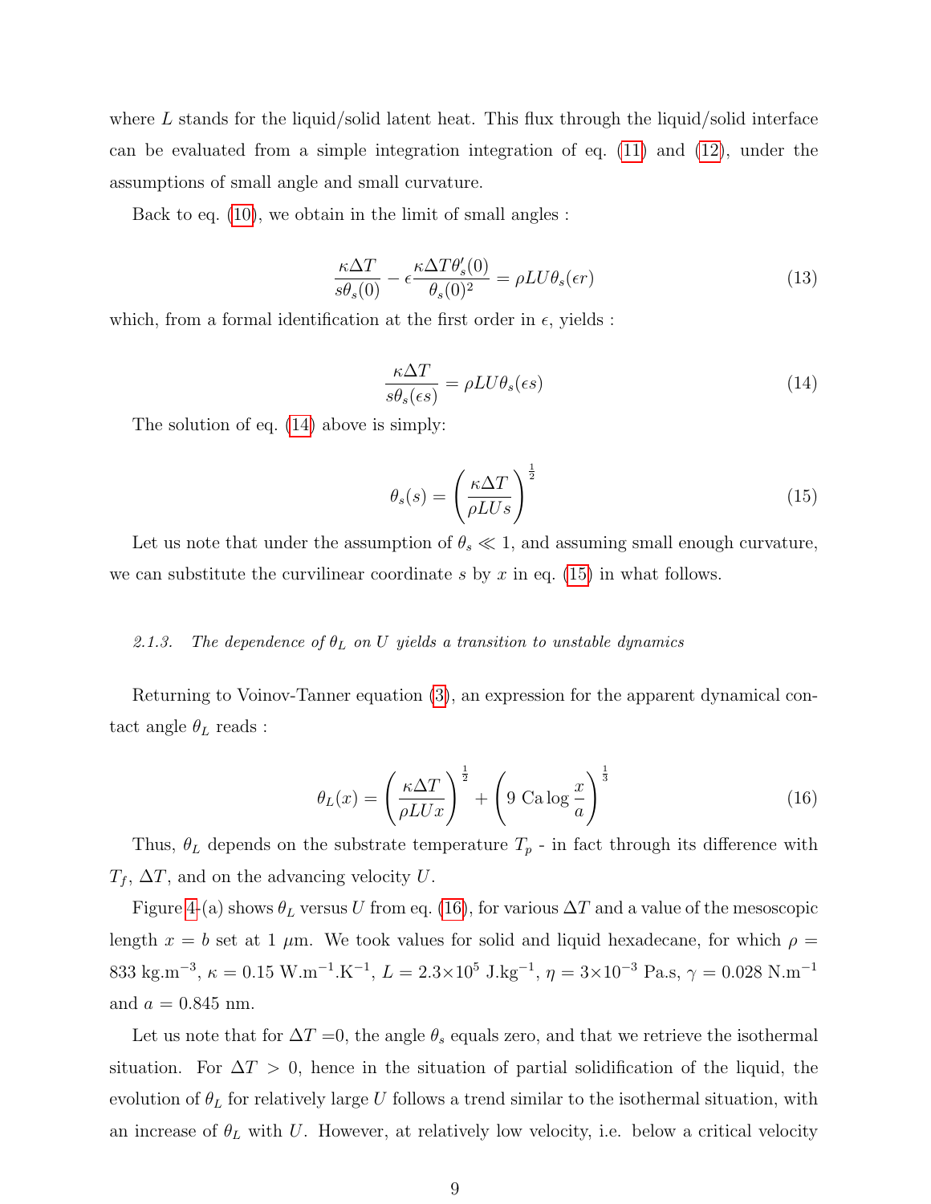where $L$ stands for the liquid/solid latent heat. This flux through the liquid/solid interface can be evaluated from a simple integration integration of eq. (11) and (12), under the assumptions of small angle and small curvature.

Back to eq. (10), we obtain in the limit of small angles :

$$\frac{\kappa \Delta T}{s\theta_s(0)} - \epsilon \frac{\kappa \Delta T \theta_s'(0)}{\theta_s(0)^2} = \rho L U \theta_s(\epsilon r) \tag{13}$$

which, from a formal identification at the first order in $\epsilon$, yields :

$$\frac{\kappa \Delta T}{s\theta_s(\epsilon s)} = \rho L U \theta_s(\epsilon s) \tag{14}$$

The solution of eq. (14) above is simply:

$$\theta_s(s) = \left(\frac{\kappa \Delta T}{\rho L U s}\right)^{\frac{1}{2}} \tag{15}$$

Let us note that under the assumption of $\theta_s \ll 1$, and assuming small enough curvature, we can substitute the curvilinear coordinate $s$ by $x$ in eq. (15) in what follows.

#### *2.1.3. The dependence of $\theta_L$ on $U$ yields a transition to unstable dynamics*

Returning to Voinov-Tanner equation (3), an expression for the apparent dynamical contact angle $\theta_L$ reads :

$$\theta_L(x) = \left(\frac{\kappa \Delta T}{\rho L U x}\right)^{\frac{1}{2}} + \left(9 \text{ Ca} \log \frac{x}{a}\right)^{\frac{1}{3}} \tag{16}$$

Thus, $\theta_L$ depends on the substrate temperature $T_p$ - in fact through its difference with $T_f$, $\Delta T$, and on the advancing velocity $U$.

Figure 4-(a) shows $\theta_L$ versus $U$ from eq. (16), for various $\Delta T$ and a value of the mesoscopic length $x = b$ set at 1 $\mu$m. We took values for solid and liquid hexadecane, for which $\rho =$ 833 kg.m$^{-3}$, $\kappa = 0.15$ W.m$^{-1}$.K$^{-1}$, $L = 2.3{\times}10^5$ J.kg$^{-1}$, $\eta = 3{\times}10^{-3}$ Pa.s, $\gamma = 0.028$ N.m$^{-1}$ and $a = 0.845$ nm.

Let us note that for $\Delta T = 0$, the angle $\theta_s$ equals zero, and that we retrieve the isothermal situation. For $\Delta T > 0$, hence in the situation of partial solidification of the liquid, the evolution of $\theta_L$ for relatively large $U$ follows a trend similar to the isothermal situation, with an increase of $\theta_L$ with $U$. However, at relatively low velocity, i.e. below a critical velocity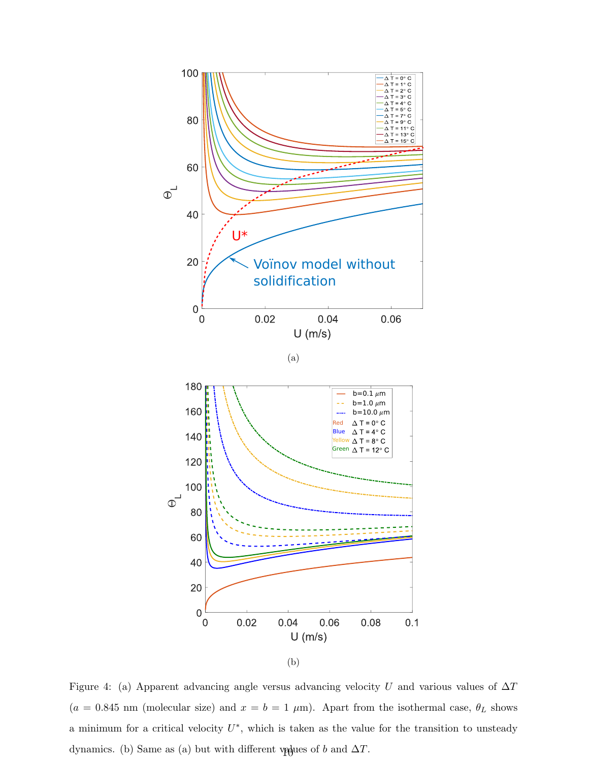Figure 4: (a) Apparent advancing angle versus advancing velocity $U$ and various values of $\Delta T$ ($a = 0.845$ nm (molecular size) and $x = b = 1$ $\mu$m). Apart from the isothermal case, $\theta_L$ shows a minimum for a critical velocity $U^*$, which is taken as the value for the transition to unsteady dynamics. (b) Same as (a) but with different values of $b$ and $\Delta T$.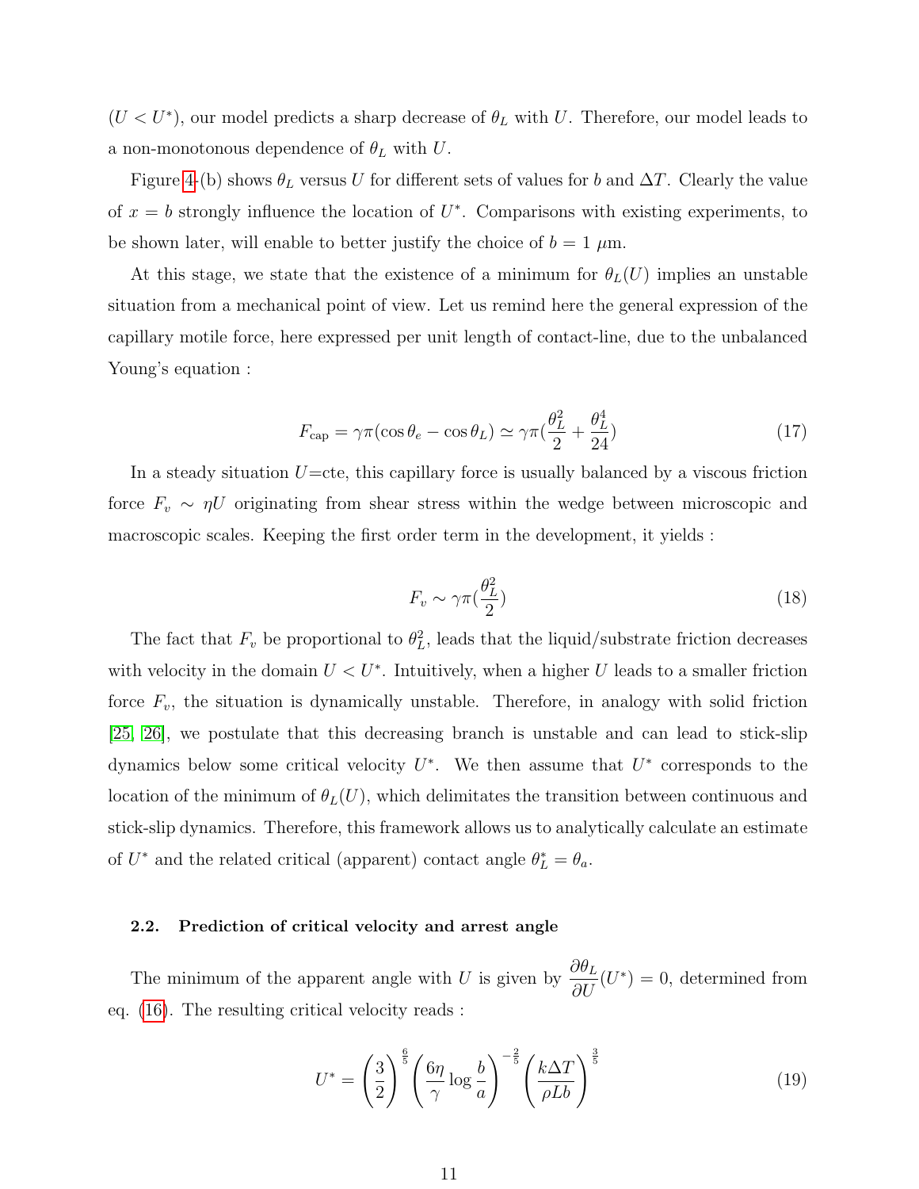($U < U^*$), our model predicts a sharp decrease of $\theta_L$ with $U$. Therefore, our model leads to a non-monotonous dependence of $\theta_L$ with $U$.

Figure 4-(b) shows $\theta_L$ versus $U$ for different sets of values for $b$ and $\Delta T$. Clearly the value of $x = b$ strongly influence the location of $U^*$. Comparisons with existing experiments, to be shown later, will enable to better justify the choice of $b = 1\ \mu$m.

At this stage, we state that the existence of a minimum for $\theta_L(U)$ implies an unstable situation from a mechanical point of view. Let us remind here the general expression of the capillary motile force, here expressed per unit length of contact-line, due to the unbalanced Young's equation :

$$F_{\text{cap}} = \gamma\pi(\cos\theta_e - \cos\theta_L) \simeq \gamma\pi(\frac{\theta_L^2}{2} + \frac{\theta_L^4}{24}) \tag{17}$$

In a steady situation $U$=cte, this capillary force is usually balanced by a viscous friction force $F_v \sim \eta U$ originating from shear stress within the wedge between microscopic and macroscopic scales. Keeping the first order term in the development, it yields :

$$F_v \sim \gamma\pi(\frac{\theta_L^2}{2}) \tag{18}$$

The fact that $F_v$ be proportional to $\theta_L^2$, leads that the liquid/substrate friction decreases with velocity in the domain $U < U^*$. Intuitively, when a higher $U$ leads to a smaller friction force $F_v$, the situation is dynamically unstable. Therefore, in analogy with solid friction [25, 26], we postulate that this decreasing branch is unstable and can lead to stick-slip dynamics below some critical velocity $U^*$. We then assume that $U^*$ corresponds to the location of the minimum of $\theta_L(U)$, which delimitates the transition between continuous and stick-slip dynamics. Therefore, this framework allows us to analytically calculate an estimate of $U^*$ and the related critical (apparent) contact angle $\theta_L^* = \theta_a$.

### 2.2. Prediction of critical velocity and arrest angle

The minimum of the apparent angle with $U$ is given by $\dfrac{\partial \theta_L}{\partial U}(U^*) = 0$, determined from eq. (16). The resulting critical velocity reads :

$$U^* = \left(\frac{3}{2}\right)^{\frac{6}{5}} \left(\frac{6\eta}{\gamma}\log\frac{b}{a}\right)^{-\frac{2}{5}} \left(\frac{k\Delta T}{\rho L b}\right)^{\frac{3}{5}} \tag{19}$$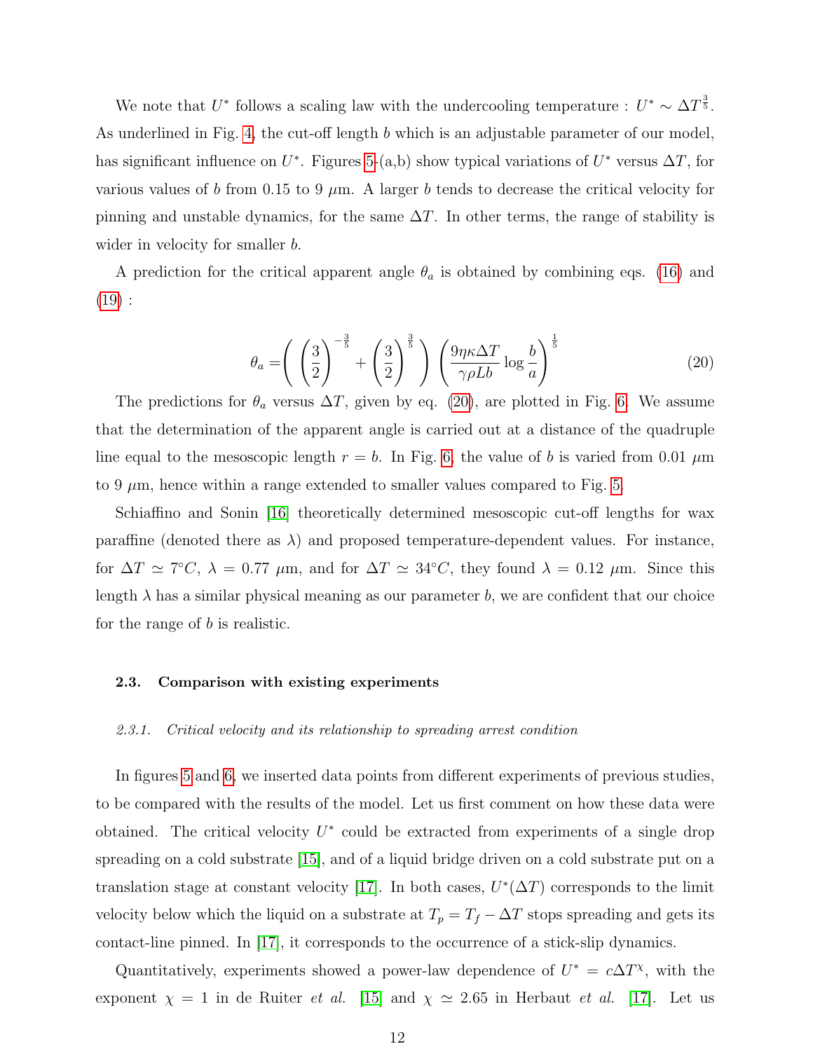We note that $U^*$ follows a scaling law with the undercooling temperature : $U^* \sim \Delta T^{\frac{3}{5}}$. As underlined in Fig. 4, the cut-off length $b$ which is an adjustable parameter of our model, has significant influence on $U^*$. Figures 5-(a,b) show typical variations of $U^*$ versus $\Delta T$, for various values of $b$ from 0.15 to 9 $\mu$m. A larger $b$ tends to decrease the critical velocity for pinning and unstable dynamics, for the same $\Delta T$. In other terms, the range of stability is wider in velocity for smaller $b$.

A prediction for the critical apparent angle $\theta_a$ is obtained by combining eqs. (16) and (19) :

$$\theta_a = \left( \left(\frac{3}{2}\right)^{-\frac{3}{5}} + \left(\frac{3}{2}\right)^{\frac{3}{5}} \right) \left( \frac{9\eta\kappa\Delta T}{\gamma\rho L b} \log\frac{b}{a} \right)^{\frac{1}{5}} \tag{20}$$

The predictions for $\theta_a$ versus $\Delta T$, given by eq. (20), are plotted in Fig. 6. We assume that the determination of the apparent angle is carried out at a distance of the quadruple line equal to the mesoscopic length $r = b$. In Fig. 6, the value of $b$ is varied from 0.01 $\mu$m to 9 $\mu$m, hence within a range extended to smaller values compared to Fig. 5.

Schiaffino and Sonin [16] theoretically determined mesoscopic cut-off lengths for wax paraffine (denoted there as $\lambda$) and proposed temperature-dependent values. For instance, for $\Delta T \simeq 7°C$, $\lambda = 0.77$ $\mu$m, and for $\Delta T \simeq 34°C$, they found $\lambda = 0.12$ $\mu$m. Since this length $\lambda$ has a similar physical meaning as our parameter $b$, we are confident that our choice for the range of $b$ is realistic.

### 2.3. Comparison with existing experiments

#### *2.3.1. Critical velocity and its relationship to spreading arrest condition*

In figures 5 and 6, we inserted data points from different experiments of previous studies, to be compared with the results of the model. Let us first comment on how these data were obtained. The critical velocity $U^*$ could be extracted from experiments of a single drop spreading on a cold substrate [15], and of a liquid bridge driven on a cold substrate put on a translation stage at constant velocity [17]. In both cases, $U^*(\Delta T)$ corresponds to the limit velocity below which the liquid on a substrate at $T_p = T_f - \Delta T$ stops spreading and gets its contact-line pinned. In [17], it corresponds to the occurrence of a stick-slip dynamics.

Quantitatively, experiments showed a power-law dependence of $U^* = c\Delta T^{\chi}$, with the exponent $\chi = 1$ in de Ruiter *et al.* [15] and $\chi \simeq 2.65$ in Herbaut *et al.* [17]. Let us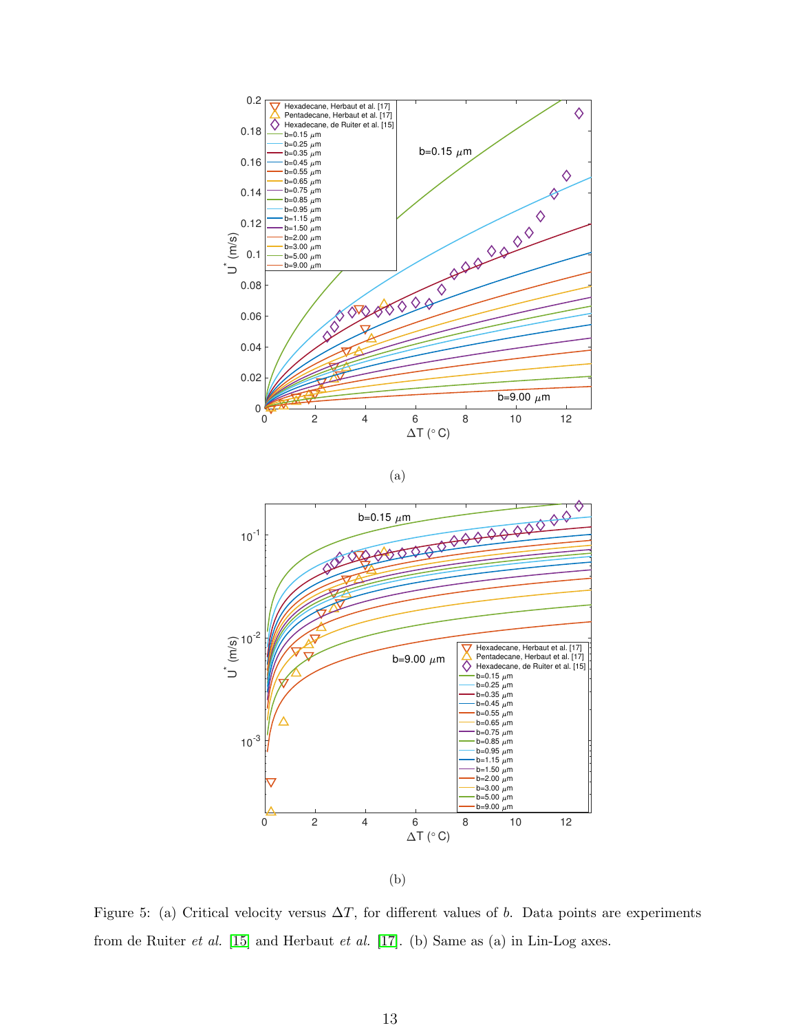(a)

(b)

Figure 5: (a) Critical velocity versus $\Delta T$, for different values of $b$. Data points are experiments from de Ruiter *et al.* [15] and Herbaut *et al.* [17]. (b) Same as (a) in Lin-Log axes.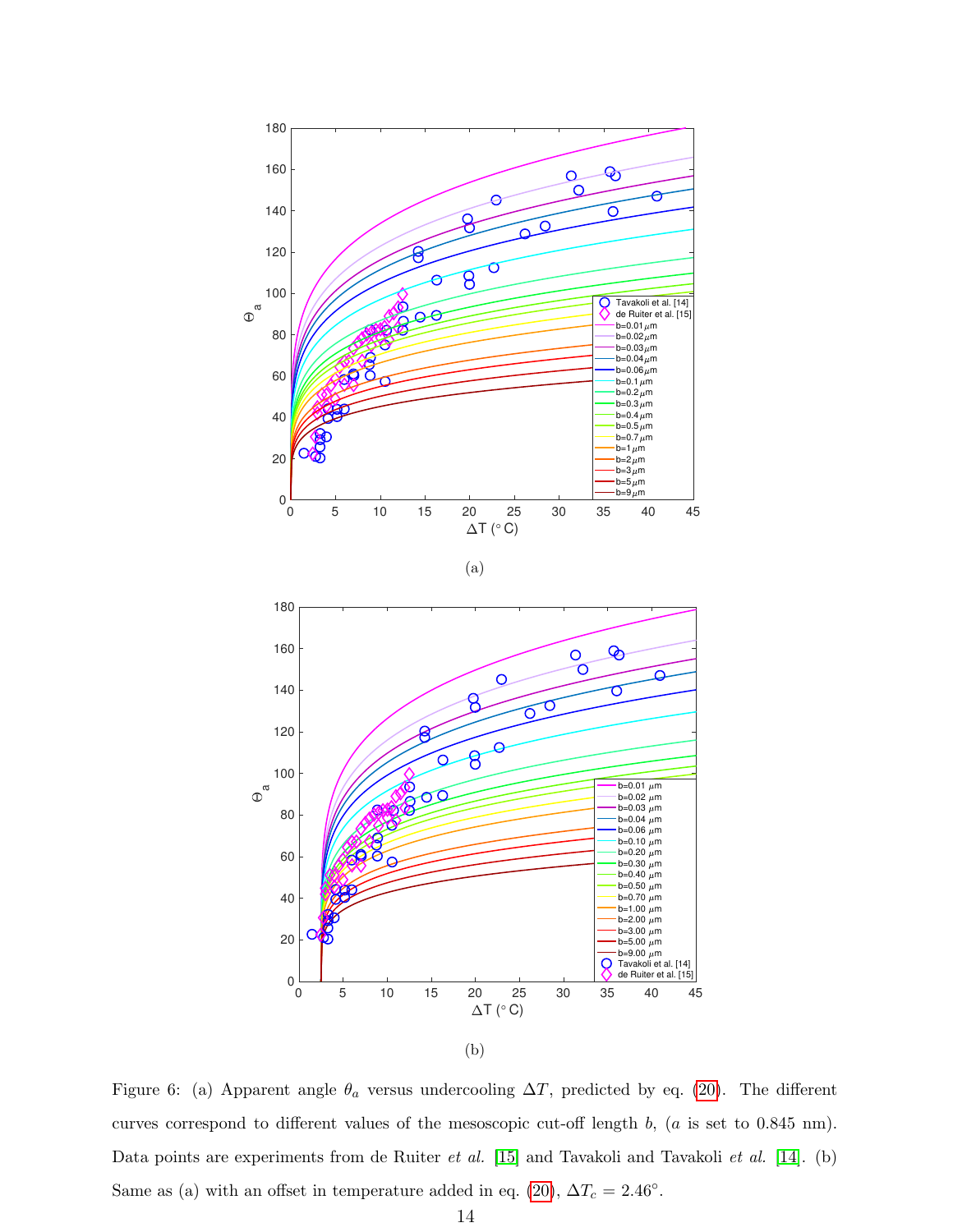(a)

(b)

Figure 6: (a) Apparent angle $\theta_a$ versus undercooling $\Delta T$, predicted by eq. (20). The different curves correspond to different values of the mesoscopic cut-off length $b$, ($a$ is set to 0.845 nm). Data points are experiments from de Ruiter *et al.* [15] and Tavakoli and Tavakoli *et al.* [14]. (b) Same as (a) with an offset in temperature added in eq. (20), $\Delta T_c = 2.46°$.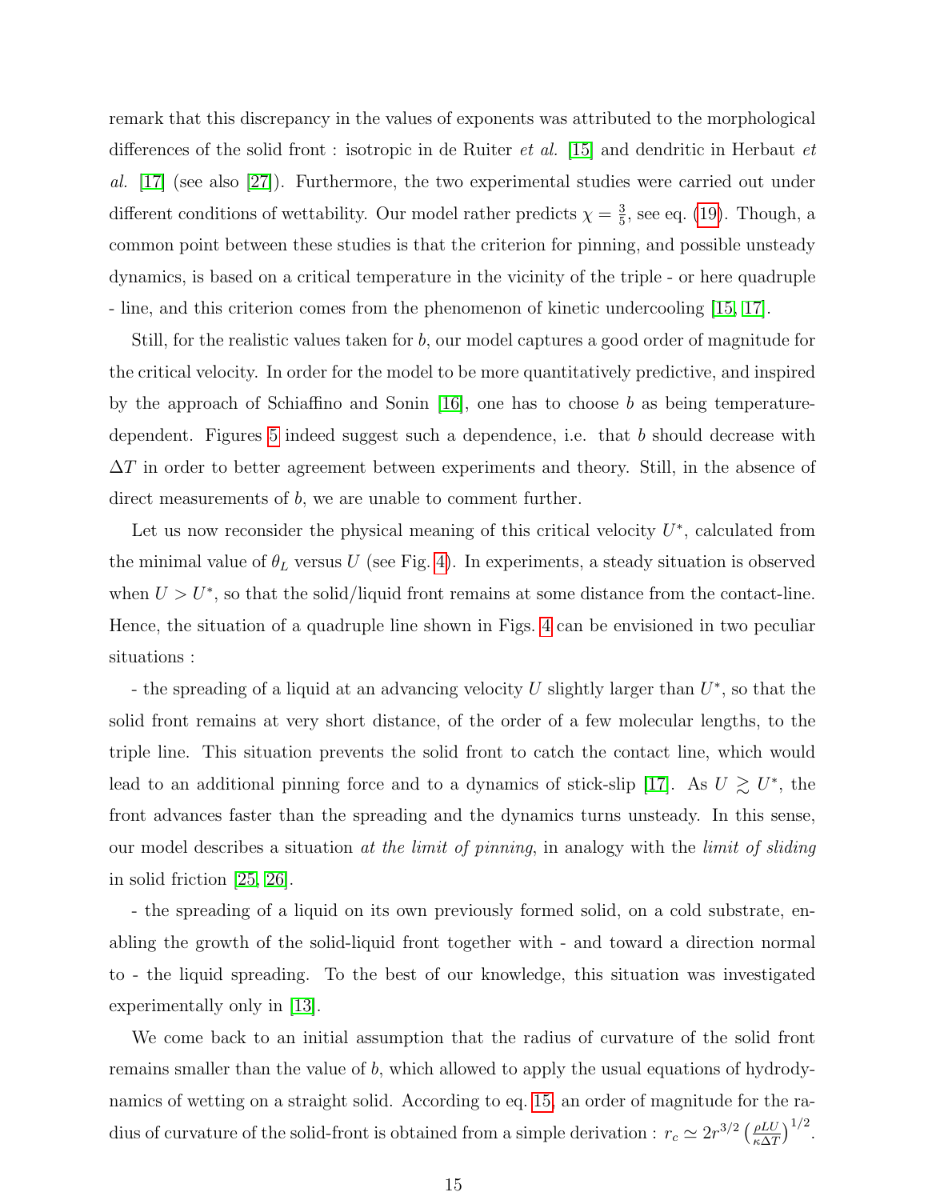remark that this discrepancy in the values of exponents was attributed to the morphological differences of the solid front : isotropic in de Ruiter *et al.* [15] and dendritic in Herbaut *et al.* [17] (see also [27]). Furthermore, the two experimental studies were carried out under different conditions of wettability. Our model rather predicts $\chi = \frac{3}{5}$, see eq. (19). Though, a common point between these studies is that the criterion for pinning, and possible unsteady dynamics, is based on a critical temperature in the vicinity of the triple - or here quadruple - line, and this criterion comes from the phenomenon of kinetic undercooling [15, 17].

Still, for the realistic values taken for $b$, our model captures a good order of magnitude for the critical velocity. In order for the model to be more quantitatively predictive, and inspired by the approach of Schiaffino and Sonin [16], one has to choose $b$ as being temperature-dependent. Figures 5 indeed suggest such a dependence, i.e. that $b$ should decrease with $\Delta T$ in order to better agreement between experiments and theory. Still, in the absence of direct measurements of $b$, we are unable to comment further.

Let us now reconsider the physical meaning of this critical velocity $U^*$, calculated from the minimal value of $\theta_L$ versus $U$ (see Fig. 4). In experiments, a steady situation is observed when $U > U^*$, so that the solid/liquid front remains at some distance from the contact-line. Hence, the situation of a quadruple line shown in Figs. 4 can be envisioned in two peculiar situations :

- the spreading of a liquid at an advancing velocity $U$ slightly larger than $U^*$, so that the solid front remains at very short distance, of the order of a few molecular lengths, to the triple line. This situation prevents the solid front to catch the contact line, which would lead to an additional pinning force and to a dynamics of stick-slip [17]. As $U \gtrsim U^*$, the front advances faster than the spreading and the dynamics turns unsteady. In this sense, our model describes a situation *at the limit of pinning*, in analogy with the *limit of sliding* in solid friction [25, 26].

- the spreading of a liquid on its own previously formed solid, on a cold substrate, enabling the growth of the solid-liquid front together with - and toward a direction normal to - the liquid spreading. To the best of our knowledge, this situation was investigated experimentally only in [13].

We come back to an initial assumption that the radius of curvature of the solid front remains smaller than the value of $b$, which allowed to apply the usual equations of hydrodynamics of wetting on a straight solid. According to eq. 15, an order of magnitude for the radius of curvature of the solid-front is obtained from a simple derivation : $r_c \simeq 2r^{3/2}\left(\frac{\rho L U}{\kappa \Delta T}\right)^{1/2}$.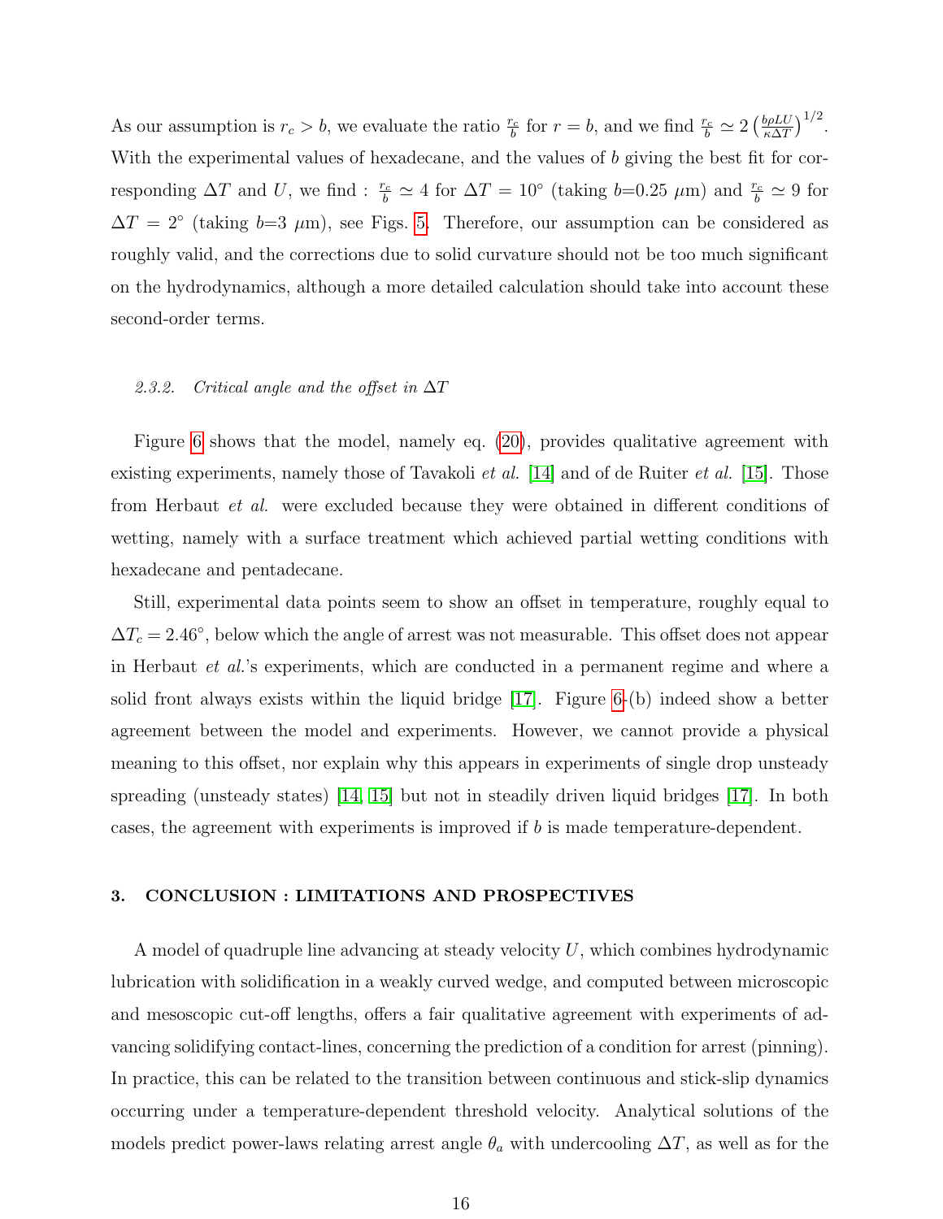As our assumption is $r_c > b$, we evaluate the ratio $\frac{r_c}{b}$ for $r = b$, and we find $\frac{r_c}{b} \simeq 2 \left(\frac{b\rho L U}{\kappa \Delta T}\right)^{1/2}$. With the experimental values of hexadecane, and the values of $b$ giving the best fit for corresponding $\Delta T$ and $U$, we find : $\frac{r_c}{b} \simeq 4$ for $\Delta T = 10^\circ$ (taking $b$=0.25 $\mu$m) and $\frac{r_c}{b} \simeq 9$ for $\Delta T = 2^\circ$ (taking $b$=3 $\mu$m), see Figs. 5. Therefore, our assumption can be considered as roughly valid, and the corrections due to solid curvature should not be too much significant on the hydrodynamics, although a more detailed calculation should take into account these second-order terms.

#### 2.3.2. *Critical angle and the offset in $\Delta T$*

Figure 6 shows that the model, namely eq. (20), provides qualitative agreement with existing experiments, namely those of Tavakoli *et al.* [14] and of de Ruiter *et al.* [15]. Those from Herbaut *et al.* were excluded because they were obtained in different conditions of wetting, namely with a surface treatment which achieved partial wetting conditions with hexadecane and pentadecane.

Still, experimental data points seem to show an offset in temperature, roughly equal to $\Delta T_c = 2.46^\circ$, below which the angle of arrest was not measurable. This offset does not appear in Herbaut *et al.*'s experiments, which are conducted in a permanent regime and where a solid front always exists within the liquid bridge [17]. Figure 6-(b) indeed show a better agreement between the model and experiments. However, we cannot provide a physical meaning to this offset, nor explain why this appears in experiments of single drop unsteady spreading (unsteady states) [14, 15] but not in steadily driven liquid bridges [17]. In both cases, the agreement with experiments is improved if $b$ is made temperature-dependent.

## 3. CONCLUSION : LIMITATIONS AND PROSPECTIVES

A model of quadruple line advancing at steady velocity $U$, which combines hydrodynamic lubrication with solidification in a weakly curved wedge, and computed between microscopic and mesoscopic cut-off lengths, offers a fair qualitative agreement with experiments of advancing solidifying contact-lines, concerning the prediction of a condition for arrest (pinning). In practice, this can be related to the transition between continuous and stick-slip dynamics occurring under a temperature-dependent threshold velocity. Analytical solutions of the models predict power-laws relating arrest angle $\theta_a$ with undercooling $\Delta T$, as well as for the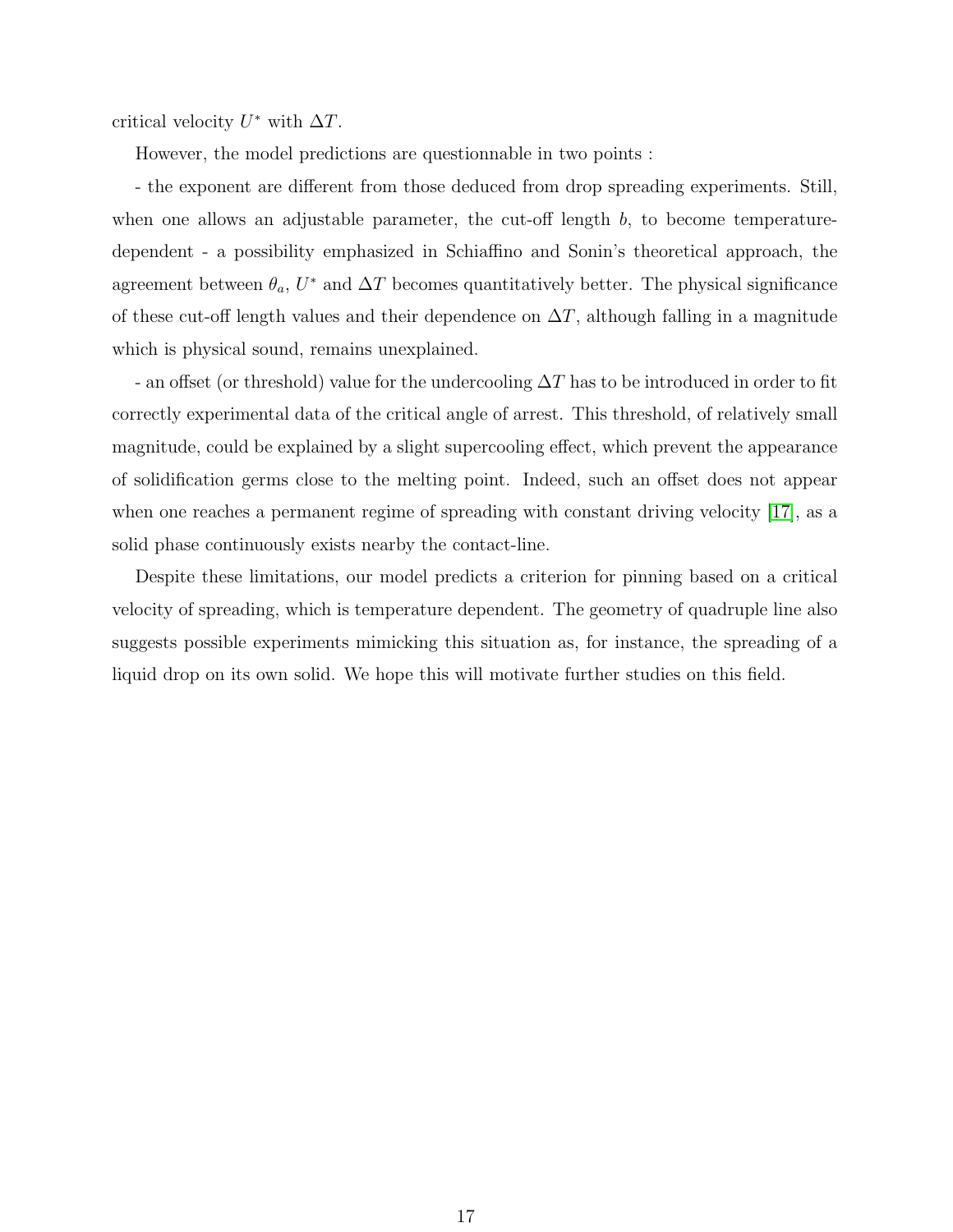critical velocity $U^*$ with $\Delta T$.

However, the model predictions are questionnable in two points :

- the exponent are different from those deduced from drop spreading experiments. Still, when one allows an adjustable parameter, the cut-off length $b$, to become temperature-dependent - a possibility emphasized in Schiaffino and Sonin's theoretical approach, the agreement between $\theta_a$, $U^*$ and $\Delta T$ becomes quantitatively better. The physical significance of these cut-off length values and their dependence on $\Delta T$, although falling in a magnitude which is physical sound, remains unexplained.

- an offset (or threshold) value for the undercooling $\Delta T$ has to be introduced in order to fit correctly experimental data of the critical angle of arrest. This threshold, of relatively small magnitude, could be explained by a slight supercooling effect, which prevent the appearance of solidification germs close to the melting point. Indeed, such an offset does not appear when one reaches a permanent regime of spreading with constant driving velocity [17], as a solid phase continuously exists nearby the contact-line.

Despite these limitations, our model predicts a criterion for pinning based on a critical velocity of spreading, which is temperature dependent. The geometry of quadruple line also suggests possible experiments mimicking this situation as, for instance, the spreading of a liquid drop on its own solid. We hope this will motivate further studies on this field.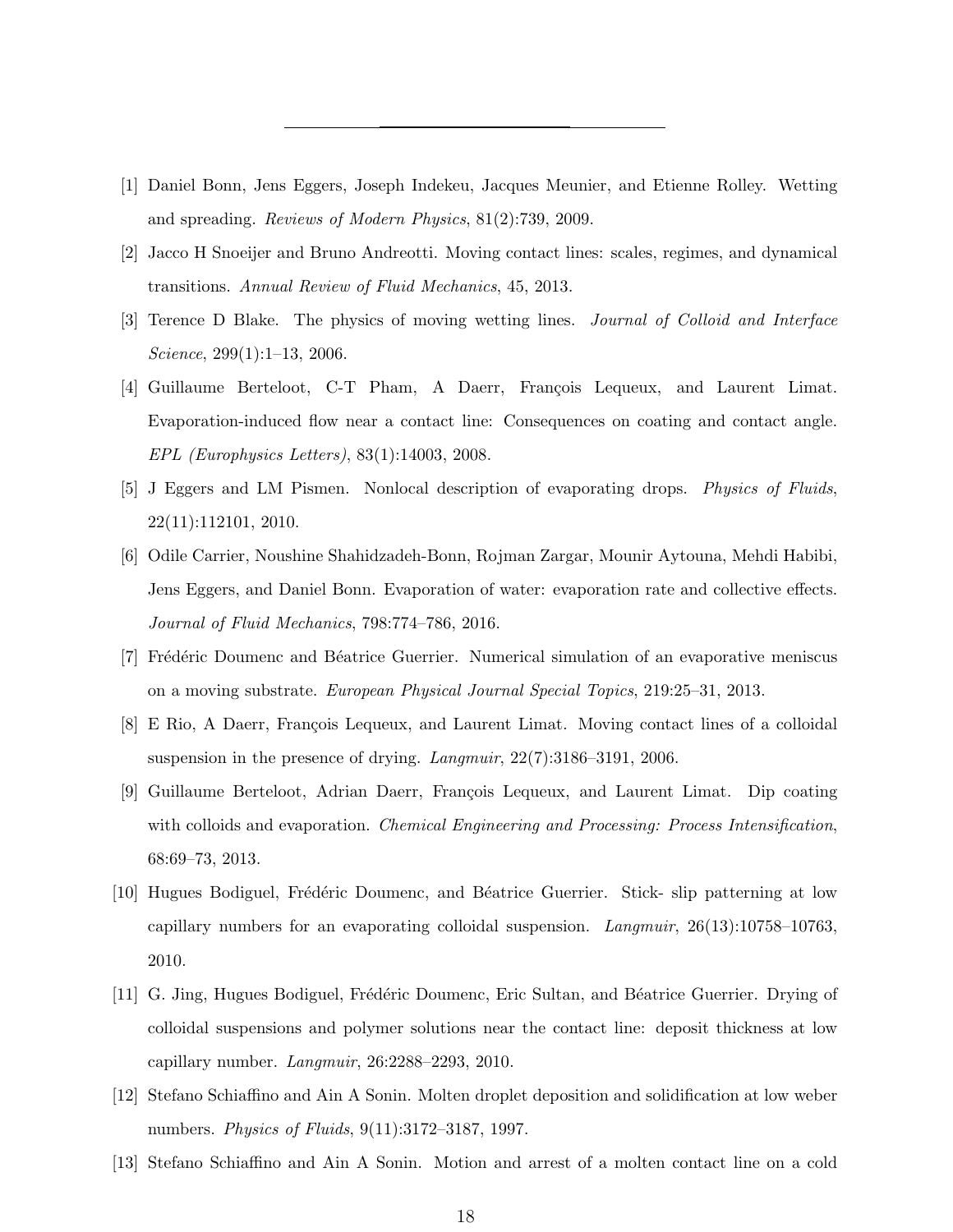---

[1] Daniel Bonn, Jens Eggers, Joseph Indekeu, Jacques Meunier, and Etienne Rolley. Wetting and spreading. *Reviews of Modern Physics*, 81(2):739, 2009.

[2] Jacco H Snoeijer and Bruno Andreotti. Moving contact lines: scales, regimes, and dynamical transitions. *Annual Review of Fluid Mechanics*, 45, 2013.

[3] Terence D Blake. The physics of moving wetting lines. *Journal of Colloid and Interface Science*, 299(1):1–13, 2006.

[4] Guillaume Berteloot, C-T Pham, A Daerr, François Lequeux, and Laurent Limat. Evaporation-induced flow near a contact line: Consequences on coating and contact angle. *EPL (Europhysics Letters)*, 83(1):14003, 2008.

[5] J Eggers and LM Pismen. Nonlocal description of evaporating drops. *Physics of Fluids*, 22(11):112101, 2010.

[6] Odile Carrier, Noushine Shahidzadeh-Bonn, Rojman Zargar, Mounir Aytouna, Mehdi Habibi, Jens Eggers, and Daniel Bonn. Evaporation of water: evaporation rate and collective effects. *Journal of Fluid Mechanics*, 798:774–786, 2016.

[7] Frédéric Doumenc and Béatrice Guerrier. Numerical simulation of an evaporative meniscus on a moving substrate. *European Physical Journal Special Topics*, 219:25–31, 2013.

[8] E Rio, A Daerr, François Lequeux, and Laurent Limat. Moving contact lines of a colloidal suspension in the presence of drying. *Langmuir*, 22(7):3186–3191, 2006.

[9] Guillaume Berteloot, Adrian Daerr, François Lequeux, and Laurent Limat. Dip coating with colloids and evaporation. *Chemical Engineering and Processing: Process Intensification*, 68:69–73, 2013.

[10] Hugues Bodiguel, Frédéric Doumenc, and Béatrice Guerrier. Stick- slip patterning at low capillary numbers for an evaporating colloidal suspension. *Langmuir*, 26(13):10758–10763, 2010.

[11] G. Jing, Hugues Bodiguel, Frédéric Doumenc, Eric Sultan, and Béatrice Guerrier. Drying of colloidal suspensions and polymer solutions near the contact line: deposit thickness at low capillary number. *Langmuir*, 26:2288–2293, 2010.

[12] Stefano Schiaffino and Ain A Sonin. Molten droplet deposition and solidification at low weber numbers. *Physics of Fluids*, 9(11):3172–3187, 1997.

[13] Stefano Schiaffino and Ain A Sonin. Motion and arrest of a molten contact line on a cold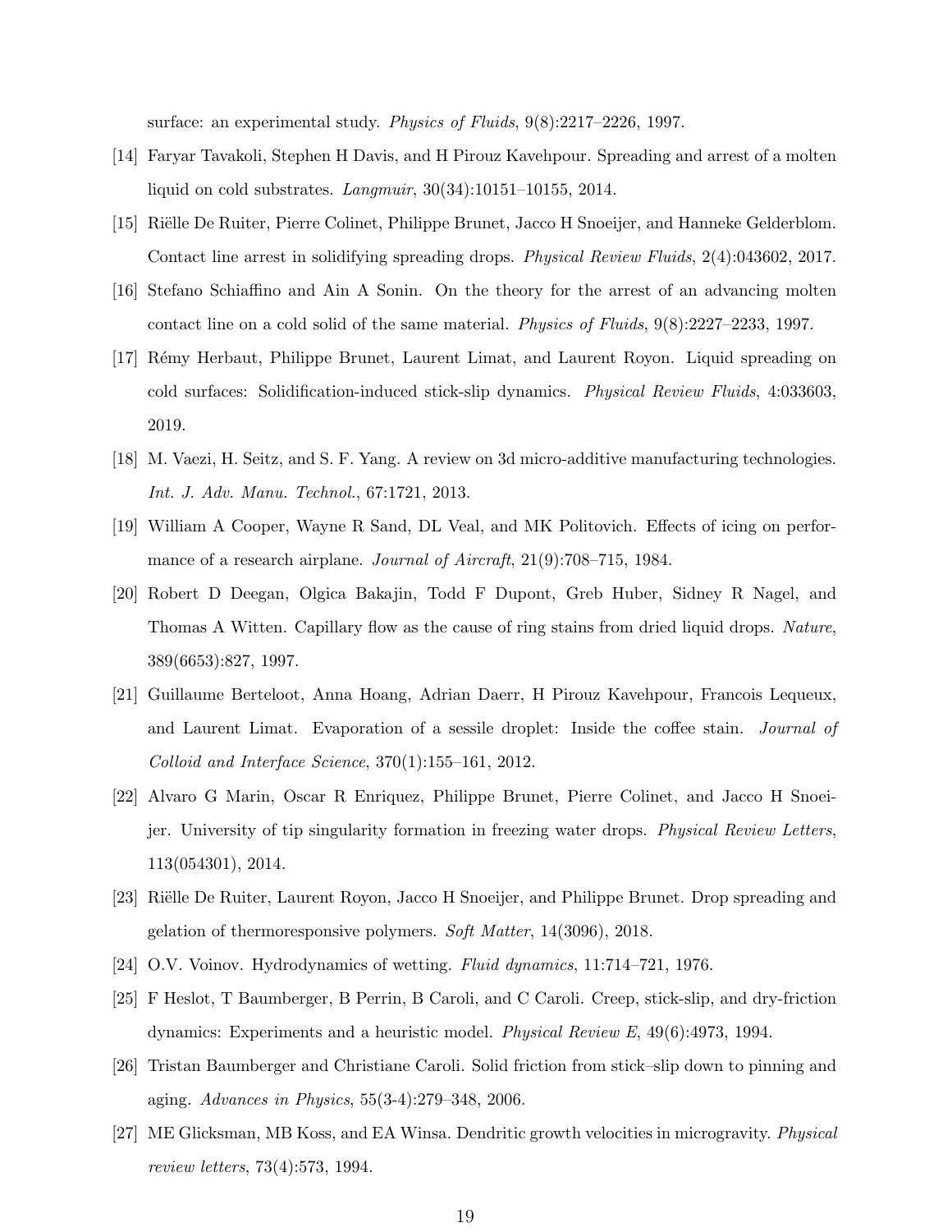surface: an experimental study. *Physics of Fluids*, 9(8):2217–2226, 1997.

[14] Faryar Tavakoli, Stephen H Davis, and H Pirouz Kavehpour. Spreading and arrest of a molten liquid on cold substrates. *Langmuir*, 30(34):10151–10155, 2014.

[15] Riëlle De Ruiter, Pierre Colinet, Philippe Brunet, Jacco H Snoeijer, and Hanneke Gelderblom. Contact line arrest in solidifying spreading drops. *Physical Review Fluids*, 2(4):043602, 2017.

[16] Stefano Schiaffino and Ain A Sonin. On the theory for the arrest of an advancing molten contact line on a cold solid of the same material. *Physics of Fluids*, 9(8):2227–2233, 1997.

[17] Rémy Herbaut, Philippe Brunet, Laurent Limat, and Laurent Royon. Liquid spreading on cold surfaces: Solidification-induced stick-slip dynamics. *Physical Review Fluids*, 4:033603, 2019.

[18] M. Vaezi, H. Seitz, and S. F. Yang. A review on 3d micro-additive manufacturing technologies. *Int. J. Adv. Manu. Technol.*, 67:1721, 2013.

[19] William A Cooper, Wayne R Sand, DL Veal, and MK Politovich. Effects of icing on performance of a research airplane. *Journal of Aircraft*, 21(9):708–715, 1984.

[20] Robert D Deegan, Olgica Bakajin, Todd F Dupont, Greb Huber, Sidney R Nagel, and Thomas A Witten. Capillary flow as the cause of ring stains from dried liquid drops. *Nature*, 389(6653):827, 1997.

[21] Guillaume Berteloot, Anna Hoang, Adrian Daerr, H Pirouz Kavehpour, Francois Lequeux, and Laurent Limat. Evaporation of a sessile droplet: Inside the coffee stain. *Journal of Colloid and Interface Science*, 370(1):155–161, 2012.

[22] Alvaro G Marin, Oscar R Enriquez, Philippe Brunet, Pierre Colinet, and Jacco H Snoeijer. University of tip singularity formation in freezing water drops. *Physical Review Letters*, 113(054301), 2014.

[23] Riëlle De Ruiter, Laurent Royon, Jacco H Snoeijer, and Philippe Brunet. Drop spreading and gelation of thermoresponsive polymers. *Soft Matter*, 14(3096), 2018.

[24] O.V. Voinov. Hydrodynamics of wetting. *Fluid dynamics*, 11:714–721, 1976.

[25] F Heslot, T Baumberger, B Perrin, B Caroli, and C Caroli. Creep, stick-slip, and dry-friction dynamics: Experiments and a heuristic model. *Physical Review E*, 49(6):4973, 1994.

[26] Tristan Baumberger and Christiane Caroli. Solid friction from stick–slip down to pinning and aging. *Advances in Physics*, 55(3-4):279–348, 2006.

[27] ME Glicksman, MB Koss, and EA Winsa. Dendritic growth velocities in microgravity. *Physical review letters*, 73(4):573, 1994.